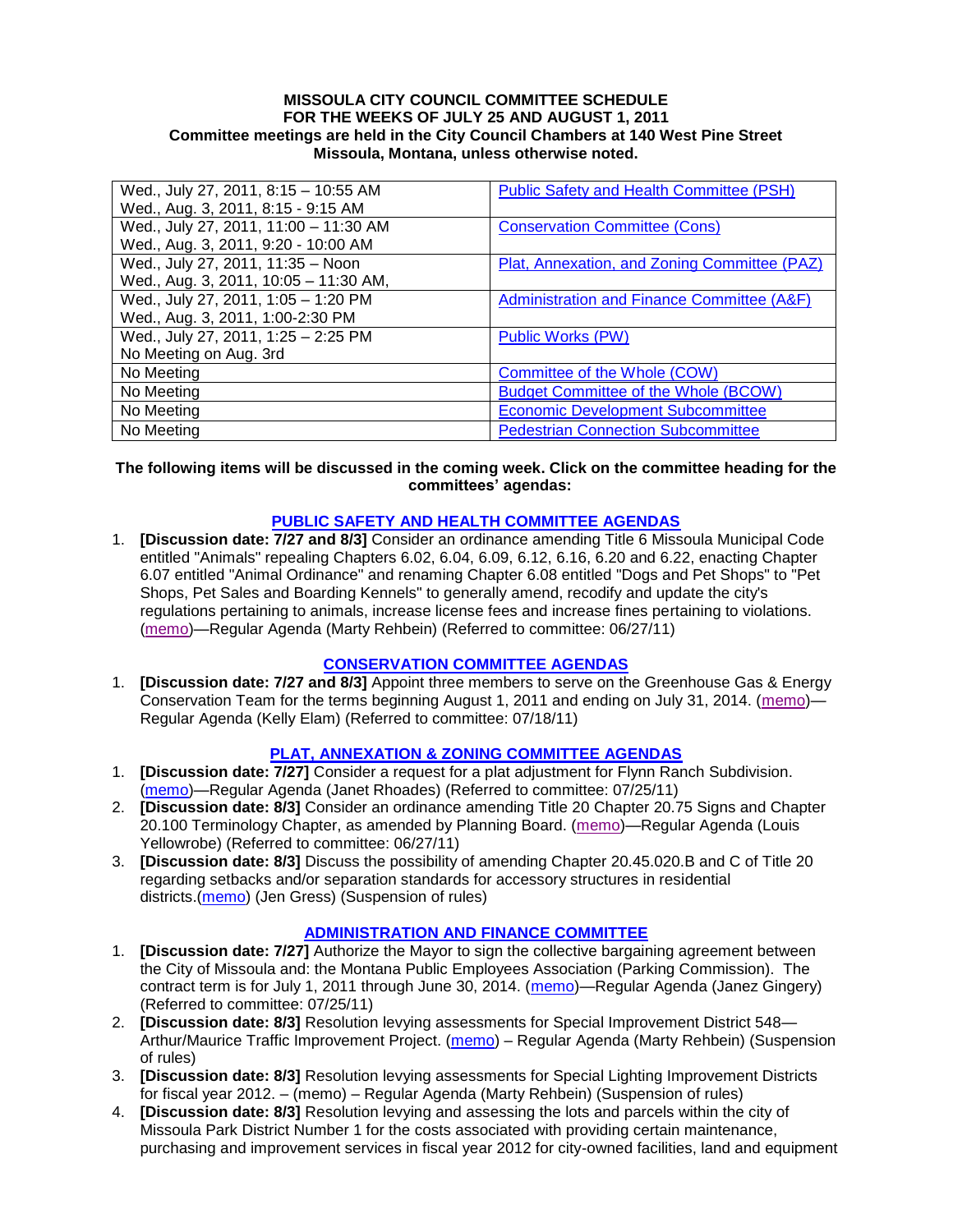**MISSOULA CITY COUNCIL COMMITTEE SCHEDULE**
**FOR THE WEEKS OF JULY 25 AND AUGUST 1, 2011**
**Committee meetings are held in the City Council Chambers at 140 West Pine Street**
**Missoula, Montana, unless otherwise noted.**

| | |
|---|---|
| Wed., July 27, 2011, 8:15 – 10:55 AM<br>Wed., Aug. 3, 2011, 8:15 - 9:15 AM | Public Safety and Health Committee (PSH) |
| Wed., July 27, 2011, 11:00 – 11:30 AM<br>Wed., Aug. 3, 2011, 9:20 - 10:00 AM | Conservation Committee (Cons) |
| Wed., July 27, 2011, 11:35 – Noon<br>Wed., Aug. 3, 2011, 10:05 – 11:30 AM, | Plat, Annexation, and Zoning Committee (PAZ) |
| Wed., July 27, 2011, 1:05 – 1:20 PM<br>Wed., Aug. 3, 2011, 1:00-2:30 PM | Administration and Finance Committee (A&F) |
| Wed., July 27, 2011, 1:25 – 2:25 PM<br>No Meeting on Aug. 3rd | Public Works (PW) |
| No Meeting | Committee of the Whole (COW) |
| No Meeting | Budget Committee of the Whole (BCOW) |
| No Meeting | Economic Development Subcommittee |
| No Meeting | Pedestrian Connection Subcommittee |

**The following items will be discussed in the coming week. Click on the committee heading for the committees' agendas:**

## PUBLIC SAFETY AND HEALTH COMMITTEE AGENDAS

1. **[Discussion date: 7/27 and 8/3]** Consider an ordinance amending Title 6 Missoula Municipal Code entitled "Animals" repealing Chapters 6.02, 6.04, 6.09, 6.12, 6.16, 6.20 and 6.22, enacting Chapter 6.07 entitled "Animal Ordinance" and renaming Chapter 6.08 entitled "Dogs and Pet Shops" to "Pet Shops, Pet Sales and Boarding Kennels" to generally amend, recodify and update the city's regulations pertaining to animals, increase license fees and increase fines pertaining to violations. (memo)—Regular Agenda (Marty Rehbein) (Referred to committee: 06/27/11)

## CONSERVATION COMMITTEE AGENDAS

1. **[Discussion date: 7/27 and 8/3]** Appoint three members to serve on the Greenhouse Gas & Energy Conservation Team for the terms beginning August 1, 2011 and ending on July 31, 2014. (memo)—Regular Agenda (Kelly Elam) (Referred to committee: 07/18/11)

## PLAT, ANNEXATION & ZONING COMMITTEE AGENDAS

1. **[Discussion date: 7/27]** Consider a request for a plat adjustment for Flynn Ranch Subdivision. (memo)—Regular Agenda (Janet Rhoades) (Referred to committee: 07/25/11)
2. **[Discussion date: 8/3]** Consider an ordinance amending Title 20 Chapter 20.75 Signs and Chapter 20.100 Terminology Chapter, as amended by Planning Board. (memo)—Regular Agenda (Louis Yellowrobe) (Referred to committee: 06/27/11)
3. **[Discussion date: 8/3]** Discuss the possibility of amending Chapter 20.45.020.B and C of Title 20 regarding setbacks and/or separation standards for accessory structures in residential districts.(memo) (Jen Gress) (Suspension of rules)

## ADMINISTRATION AND FINANCE COMMITTEE

1. **[Discussion date: 7/27]** Authorize the Mayor to sign the collective bargaining agreement between the City of Missoula and: the Montana Public Employees Association (Parking Commission). The contract term is for July 1, 2011 through June 30, 2014. (memo)—Regular Agenda (Janez Gingery) (Referred to committee: 07/25/11)
2. **[Discussion date: 8/3]** Resolution levying assessments for Special Improvement District 548—Arthur/Maurice Traffic Improvement Project. (memo) – Regular Agenda (Marty Rehbein) (Suspension of rules)
3. **[Discussion date: 8/3]** Resolution levying assessments for Special Lighting Improvement Districts for fiscal year 2012. – (memo) – Regular Agenda (Marty Rehbein) (Suspension of rules)
4. **[Discussion date: 8/3]** Resolution levying and assessing the lots and parcels within the city of Missoula Park District Number 1 for the costs associated with providing certain maintenance, purchasing and improvement services in fiscal year 2012 for city-owned facilities, land and equipment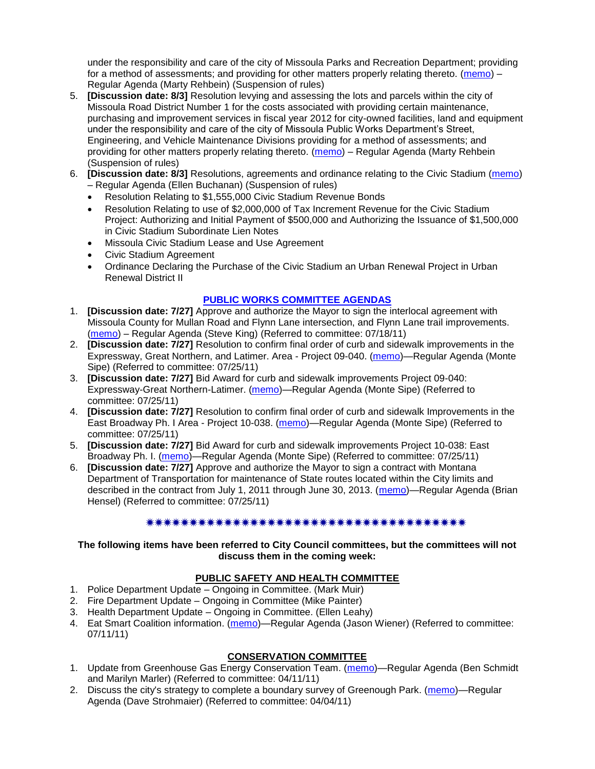under the responsibility and care of the city of Missoula Parks and Recreation Department; providing for a method of assessments; and providing for other matters properly relating thereto. (memo) – Regular Agenda (Marty Rehbein) (Suspension of rules)

5. **[Discussion date: 8/3]** Resolution levying and assessing the lots and parcels within the city of Missoula Road District Number 1 for the costs associated with providing certain maintenance, purchasing and improvement services in fiscal year 2012 for city-owned facilities, land and equipment under the responsibility and care of the city of Missoula Public Works Department's Street, Engineering, and Vehicle Maintenance Divisions providing for a method of assessments; and providing for other matters properly relating thereto. (memo) – Regular Agenda (Marty Rehbein (Suspension of rules)
6. **[Discussion date: 8/3]** Resolutions, agreements and ordinance relating to the Civic Stadium (memo) – Regular Agenda (Ellen Buchanan) (Suspension of rules)
   - Resolution Relating to $1,555,000 Civic Stadium Revenue Bonds
   - Resolution Relating to use of $2,000,000 of Tax Increment Revenue for the Civic Stadium Project: Authorizing and Initial Payment of $500,000 and Authorizing the Issuance of $1,500,000 in Civic Stadium Subordinate Lien Notes
   - Missoula Civic Stadium Lease and Use Agreement
   - Civic Stadium Agreement
   - Ordinance Declaring the Purchase of the Civic Stadium an Urban Renewal Project in Urban Renewal District II

## PUBLIC WORKS COMMITTEE AGENDAS

1. **[Discussion date: 7/27]** Approve and authorize the Mayor to sign the interlocal agreement with Missoula County for Mullan Road and Flynn Lane intersection, and Flynn Lane trail improvements. (memo) – Regular Agenda (Steve King) (Referred to committee: 07/18/11)
2. **[Discussion date: 7/27]** Resolution to confirm final order of curb and sidewalk improvements in the Expressway, Great Northern, and Latimer. Area - Project 09-040. (memo)—Regular Agenda (Monte Sipe) (Referred to committee: 07/25/11)
3. **[Discussion date: 7/27]** Bid Award for curb and sidewalk improvements Project 09-040: Expressway-Great Northern-Latimer. (memo)—Regular Agenda (Monte Sipe) (Referred to committee: 07/25/11)
4. **[Discussion date: 7/27]** Resolution to confirm final order of curb and sidewalk Improvements in the East Broadway Ph. I Area - Project 10-038. (memo)—Regular Agenda (Monte Sipe) (Referred to committee: 07/25/11)
5. **[Discussion date: 7/27]** Bid Award for curb and sidewalk improvements Project 10-038: East Broadway Ph. I. (memo)—Regular Agenda (Monte Sipe) (Referred to committee: 07/25/11)
6. **[Discussion date: 7/27]** Approve and authorize the Mayor to sign a contract with Montana Department of Transportation for maintenance of State routes located within the City limits and described in the contract from July 1, 2011 through June 30, 2013. (memo)—Regular Agenda (Brian Hensel) (Referred to committee: 07/25/11)

✷✷✷✷✷✷✷✷✷✷✷✷✷✷✷✷✷✷✷✷✷✷✷✷✷✷✷✷✷✷✷✷✷✷✷✷✷✷✷✷

**The following items have been referred to City Council committees, but the committees will not discuss them in the coming week:**

## PUBLIC SAFETY AND HEALTH COMMITTEE

1. Police Department Update – Ongoing in Committee. (Mark Muir)
2. Fire Department Update – Ongoing in Committee (Mike Painter)
3. Health Department Update – Ongoing in Committee. (Ellen Leahy)
4. Eat Smart Coalition information. (memo)—Regular Agenda (Jason Wiener) (Referred to committee: 07/11/11)

## CONSERVATION COMMITTEE

1. Update from Greenhouse Gas Energy Conservation Team. (memo)—Regular Agenda (Ben Schmidt and Marilyn Marler) (Referred to committee: 04/11/11)
2. Discuss the city's strategy to complete a boundary survey of Greenough Park. (memo)—Regular Agenda (Dave Strohmaier) (Referred to committee: 04/04/11)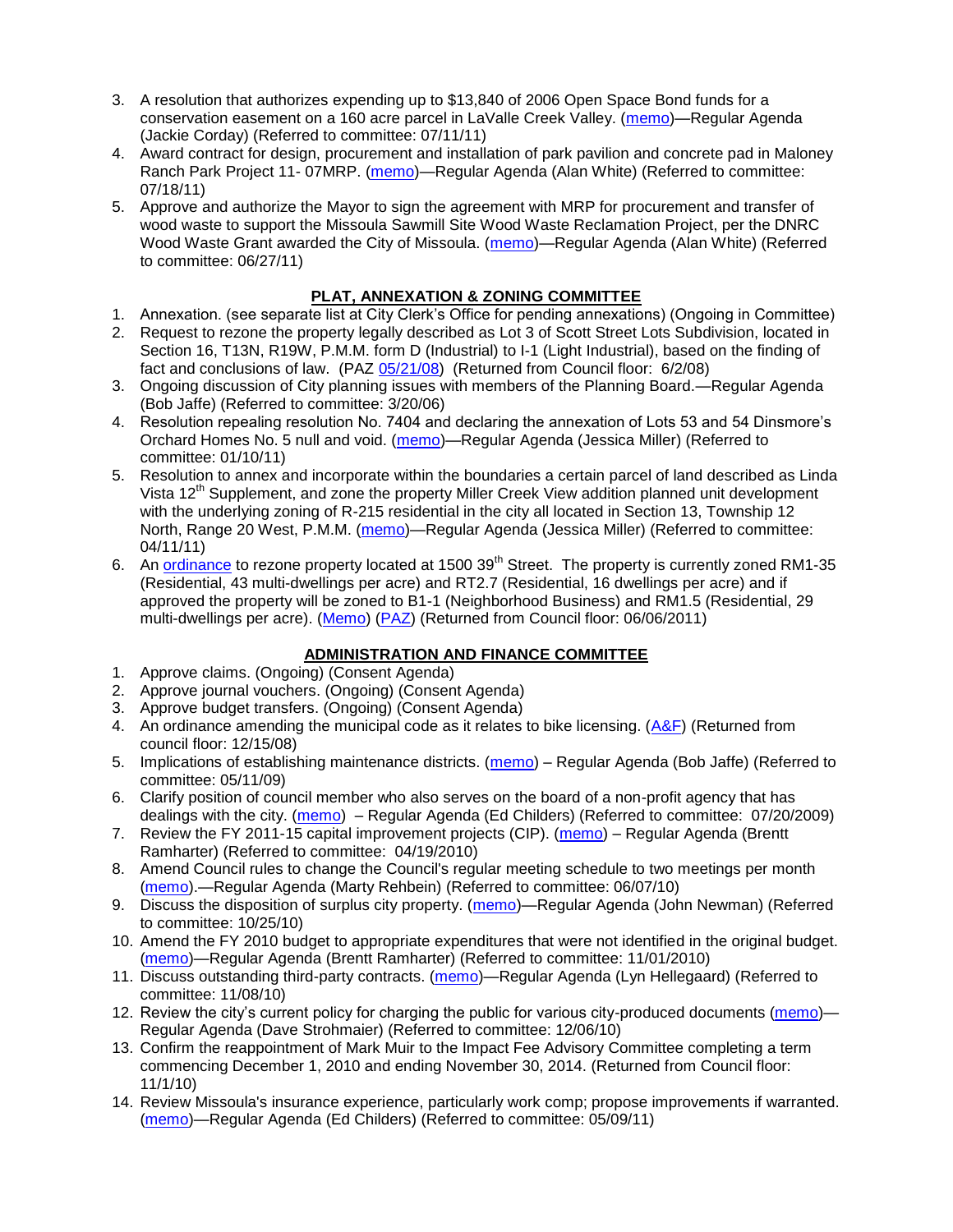3. A resolution that authorizes expending up to $13,840 of 2006 Open Space Bond funds for a conservation easement on a 160 acre parcel in LaValle Creek Valley. (memo)—Regular Agenda (Jackie Corday) (Referred to committee: 07/11/11)
4. Award contract for design, procurement and installation of park pavilion and concrete pad in Maloney Ranch Park Project 11- 07MRP. (memo)—Regular Agenda (Alan White) (Referred to committee: 07/18/11)
5. Approve and authorize the Mayor to sign the agreement with MRP for procurement and transfer of wood waste to support the Missoula Sawmill Site Wood Waste Reclamation Project, per the DNRC Wood Waste Grant awarded the City of Missoula. (memo)—Regular Agenda (Alan White) (Referred to committee: 06/27/11)

## PLAT, ANNEXATION & ZONING COMMITTEE

1. Annexation. (see separate list at City Clerk's Office for pending annexations) (Ongoing in Committee)
2. Request to rezone the property legally described as Lot 3 of Scott Street Lots Subdivision, located in Section 16, T13N, R19W, P.M.M. form D (Industrial) to I-1 (Light Industrial), based on the finding of fact and conclusions of law. (PAZ 05/21/08) (Returned from Council floor: 6/2/08)
3. Ongoing discussion of City planning issues with members of the Planning Board.—Regular Agenda (Bob Jaffe) (Referred to committee: 3/20/06)
4. Resolution repealing resolution No. 7404 and declaring the annexation of Lots 53 and 54 Dinsmore's Orchard Homes No. 5 null and void. (memo)—Regular Agenda (Jessica Miller) (Referred to committee: 01/10/11)
5. Resolution to annex and incorporate within the boundaries a certain parcel of land described as Linda Vista 12th Supplement, and zone the property Miller Creek View addition planned unit development with the underlying zoning of R-215 residential in the city all located in Section 13, Township 12 North, Range 20 West, P.M.M. (memo)—Regular Agenda (Jessica Miller) (Referred to committee: 04/11/11)
6. An ordinance to rezone property located at 1500 39th Street. The property is currently zoned RM1-35 (Residential, 43 multi-dwellings per acre) and RT2.7 (Residential, 16 dwellings per acre) and if approved the property will be zoned to B1-1 (Neighborhood Business) and RM1.5 (Residential, 29 multi-dwellings per acre). (Memo) (PAZ) (Returned from Council floor: 06/06/2011)

## ADMINISTRATION AND FINANCE COMMITTEE

1. Approve claims. (Ongoing) (Consent Agenda)
2. Approve journal vouchers. (Ongoing) (Consent Agenda)
3. Approve budget transfers. (Ongoing) (Consent Agenda)
4. An ordinance amending the municipal code as it relates to bike licensing. (A&F) (Returned from council floor: 12/15/08)
5. Implications of establishing maintenance districts. (memo) – Regular Agenda (Bob Jaffe) (Referred to committee: 05/11/09)
6. Clarify position of council member who also serves on the board of a non-profit agency that has dealings with the city. (memo) – Regular Agenda (Ed Childers) (Referred to committee: 07/20/2009)
7. Review the FY 2011-15 capital improvement projects (CIP). (memo) – Regular Agenda (Brentt Ramharter) (Referred to committee: 04/19/2010)
8. Amend Council rules to change the Council's regular meeting schedule to two meetings per month (memo).—Regular Agenda (Marty Rehbein) (Referred to committee: 06/07/10)
9. Discuss the disposition of surplus city property. (memo)—Regular Agenda (John Newman) (Referred to committee: 10/25/10)
10. Amend the FY 2010 budget to appropriate expenditures that were not identified in the original budget. (memo)—Regular Agenda (Brentt Ramharter) (Referred to committee: 11/01/2010)
11. Discuss outstanding third-party contracts. (memo)—Regular Agenda (Lyn Hellegaard) (Referred to committee: 11/08/10)
12. Review the city's current policy for charging the public for various city-produced documents (memo)—Regular Agenda (Dave Strohmaier) (Referred to committee: 12/06/10)
13. Confirm the reappointment of Mark Muir to the Impact Fee Advisory Committee completing a term commencing December 1, 2010 and ending November 30, 2014. (Returned from Council floor: 11/1/10)
14. Review Missoula's insurance experience, particularly work comp; propose improvements if warranted. (memo)—Regular Agenda (Ed Childers) (Referred to committee: 05/09/11)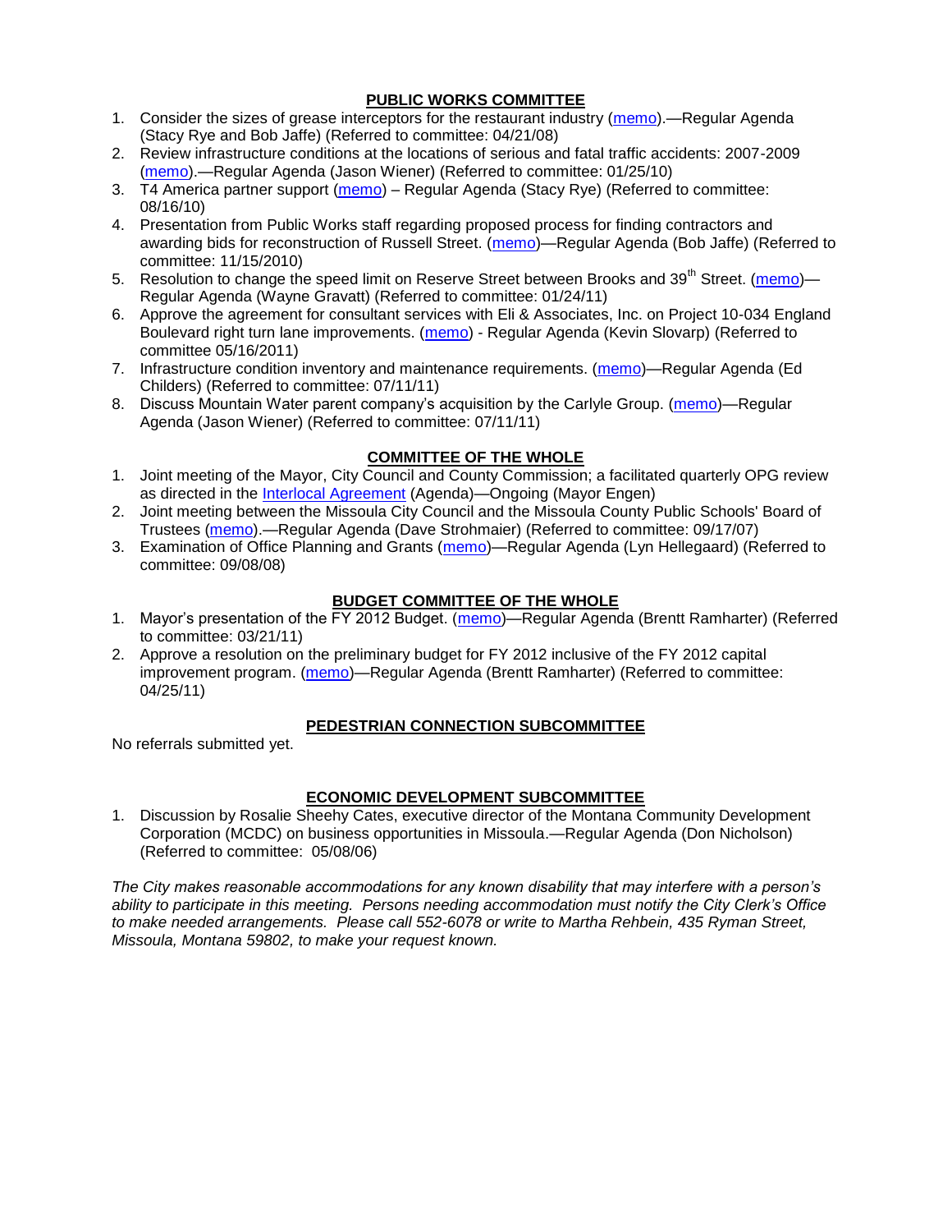**PUBLIC WORKS COMMITTEE**

1. Consider the sizes of grease interceptors for the restaurant industry (memo).—Regular Agenda (Stacy Rye and Bob Jaffe) (Referred to committee: 04/21/08)
2. Review infrastructure conditions at the locations of serious and fatal traffic accidents: 2007-2009 (memo).—Regular Agenda (Jason Wiener) (Referred to committee: 01/25/10)
3. T4 America partner support (memo) – Regular Agenda (Stacy Rye) (Referred to committee: 08/16/10)
4. Presentation from Public Works staff regarding proposed process for finding contractors and awarding bids for reconstruction of Russell Street. (memo)—Regular Agenda (Bob Jaffe) (Referred to committee: 11/15/2010)
5. Resolution to change the speed limit on Reserve Street between Brooks and 39th Street. (memo)—Regular Agenda (Wayne Gravatt) (Referred to committee: 01/24/11)
6. Approve the agreement for consultant services with Eli & Associates, Inc. on Project 10-034 England Boulevard right turn lane improvements. (memo) - Regular Agenda (Kevin Slovarp) (Referred to committee 05/16/2011)
7. Infrastructure condition inventory and maintenance requirements. (memo)—Regular Agenda (Ed Childers) (Referred to committee: 07/11/11)
8. Discuss Mountain Water parent company's acquisition by the Carlyle Group. (memo)—Regular Agenda (Jason Wiener) (Referred to committee: 07/11/11)

**COMMITTEE OF THE WHOLE**

1. Joint meeting of the Mayor, City Council and County Commission; a facilitated quarterly OPG review as directed in the Interlocal Agreement (Agenda)—Ongoing (Mayor Engen)
2. Joint meeting between the Missoula City Council and the Missoula County Public Schools' Board of Trustees (memo).—Regular Agenda (Dave Strohmaier) (Referred to committee: 09/17/07)
3. Examination of Office Planning and Grants (memo)—Regular Agenda (Lyn Hellegaard) (Referred to committee: 09/08/08)

**BUDGET COMMITTEE OF THE WHOLE**

1. Mayor's presentation of the FY 2012 Budget. (memo)—Regular Agenda (Brentt Ramharter) (Referred to committee: 03/21/11)
2. Approve a resolution on the preliminary budget for FY 2012 inclusive of the FY 2012 capital improvement program. (memo)—Regular Agenda (Brentt Ramharter) (Referred to committee: 04/25/11)

**PEDESTRIAN CONNECTION SUBCOMMITTEE**

No referrals submitted yet.

**ECONOMIC DEVELOPMENT SUBCOMMITTEE**

1. Discussion by Rosalie Sheehy Cates, executive director of the Montana Community Development Corporation (MCDC) on business opportunities in Missoula.—Regular Agenda (Don Nicholson) (Referred to committee: 05/08/06)

*The City makes reasonable accommodations for any known disability that may interfere with a person's ability to participate in this meeting. Persons needing accommodation must notify the City Clerk's Office to make needed arrangements. Please call 552-6078 or write to Martha Rehbein, 435 Ryman Street, Missoula, Montana 59802, to make your request known.*